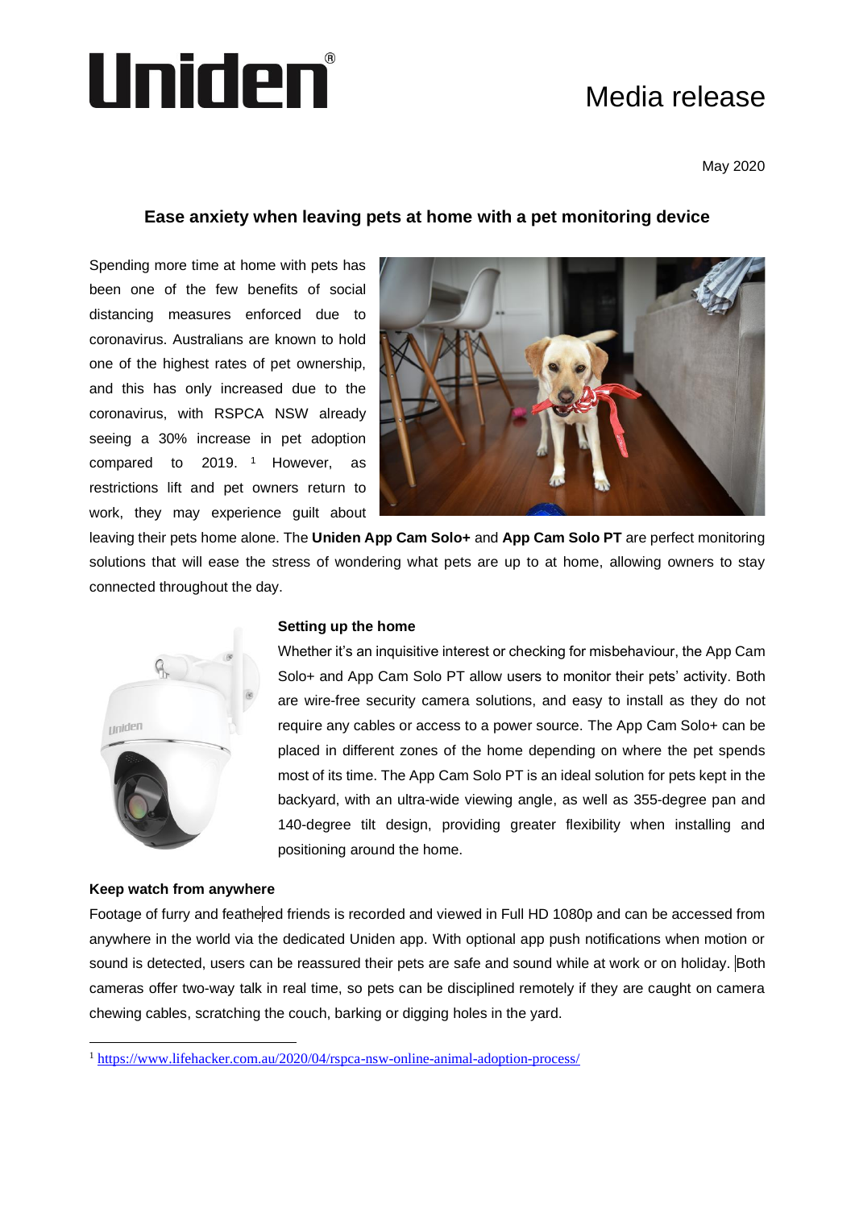Uniden®

# Media release

May 2020

## Ease anxiety when leaving pets at home with a pet monitoring device

Spending more time at home with pets has been one of the few benefits of social distancing measures enforced due to coronavirus. Australians are known to hold one of the highest rates of pet ownership, and this has only increased due to the coronavirus, with RSPCA NSW already seeing a 30% increase in pet adoption compared to 2019. [1] However, as restrictions lift and pet owners return to work, they may experience guilt about leaving their pets home alone. The **Uniden App Cam Solo+** and **App Cam Solo PT** are perfect monitoring solutions that will ease the stress of wondering what pets are up to at home, allowing owners to stay connected throughout the day.

**Setting up the home**

Whether it's an inquisitive interest or checking for misbehaviour, the App Cam Solo+ and App Cam Solo PT allow users to monitor their pets' activity. Both are wire-free security camera solutions, and easy to install as they do not require any cables or access to a power source. The App Cam Solo+ can be placed in different zones of the home depending on where the pet spends most of its time. The App Cam Solo PT is an ideal solution for pets kept in the backyard, with an ultra-wide viewing angle, as well as 355-degree pan and 140-degree tilt design, providing greater flexibility when installing and positioning around the home.

**Keep watch from anywhere**

Footage of furry and feathered friends is recorded and viewed in Full HD 1080p and can be accessed from anywhere in the world via the dedicated Uniden app. With optional app push notifications when motion or sound is detected, users can be reassured their pets are safe and sound while at work or on holiday. Both cameras offer two-way talk in real time, so pets can be disciplined remotely if they are caught on camera chewing cables, scratching the couch, barking or digging holes in the yard.

---

[1] https://www.lifehacker.com.au/2020/04/rspca-nsw-online-animal-adoption-process/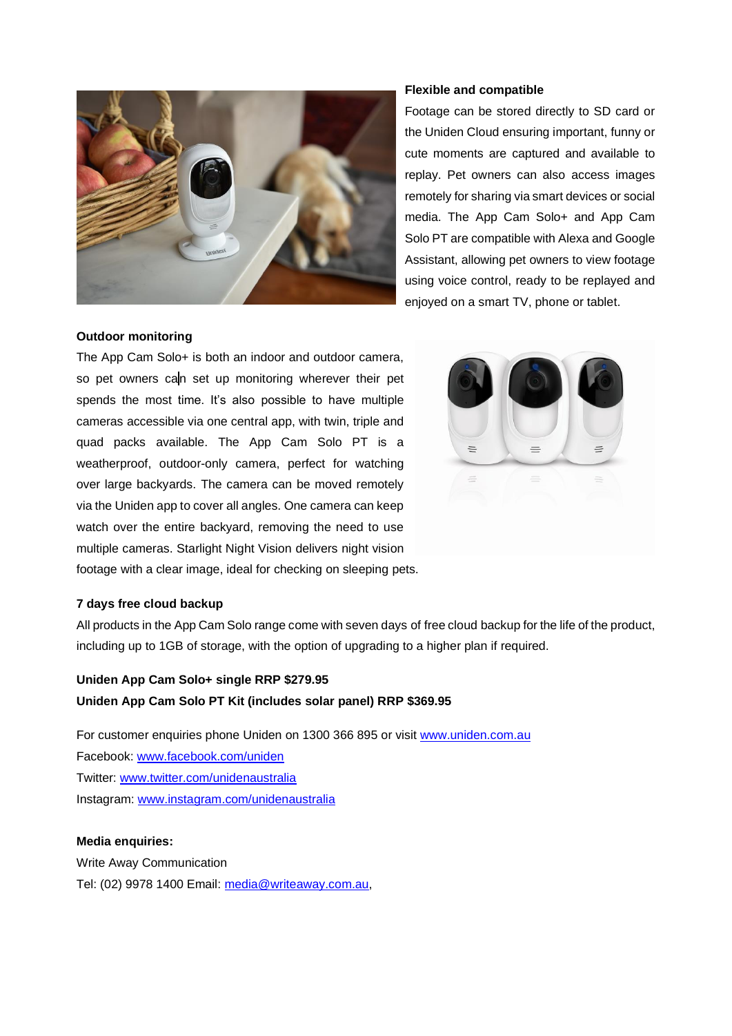**Flexible and compatible**

Footage can be stored directly to SD card or the Uniden Cloud ensuring important, funny or cute moments are captured and available to replay. Pet owners can also access images remotely for sharing via smart devices or social media. The App Cam Solo+ and App Cam Solo PT are compatible with Alexa and Google Assistant, allowing pet owners to view footage using voice control, ready to be replayed and enjoyed on a smart TV, phone or tablet.

**Outdoor monitoring**

The App Cam Solo+ is both an indoor and outdoor camera, so pet owners can set up monitoring wherever their pet spends the most time. It's also possible to have multiple cameras accessible via one central app, with twin, triple and quad packs available. The App Cam Solo PT is a weatherproof, outdoor-only camera, perfect for watching over large backyards. The camera can be moved remotely via the Uniden app to cover all angles. One camera can keep watch over the entire backyard, removing the need to use multiple cameras. Starlight Night Vision delivers night vision footage with a clear image, ideal for checking on sleeping pets.

**7 days free cloud backup**

All products in the App Cam Solo range come with seven days of free cloud backup for the life of the product, including up to 1GB of storage, with the option of upgrading to a higher plan if required.

**Uniden App Cam Solo+ single RRP $279.95**
**Uniden App Cam Solo PT Kit (includes solar panel) RRP $369.95**

For customer enquiries phone Uniden on 1300 366 895 or visit www.uniden.com.au
Facebook: www.facebook.com/uniden
Twitter: www.twitter.com/unidenaustralia
Instagram: www.instagram.com/unidenaustralia

**Media enquiries:**
Write Away Communication
Tel: (02) 9978 1400 Email: media@writeaway.com.au,